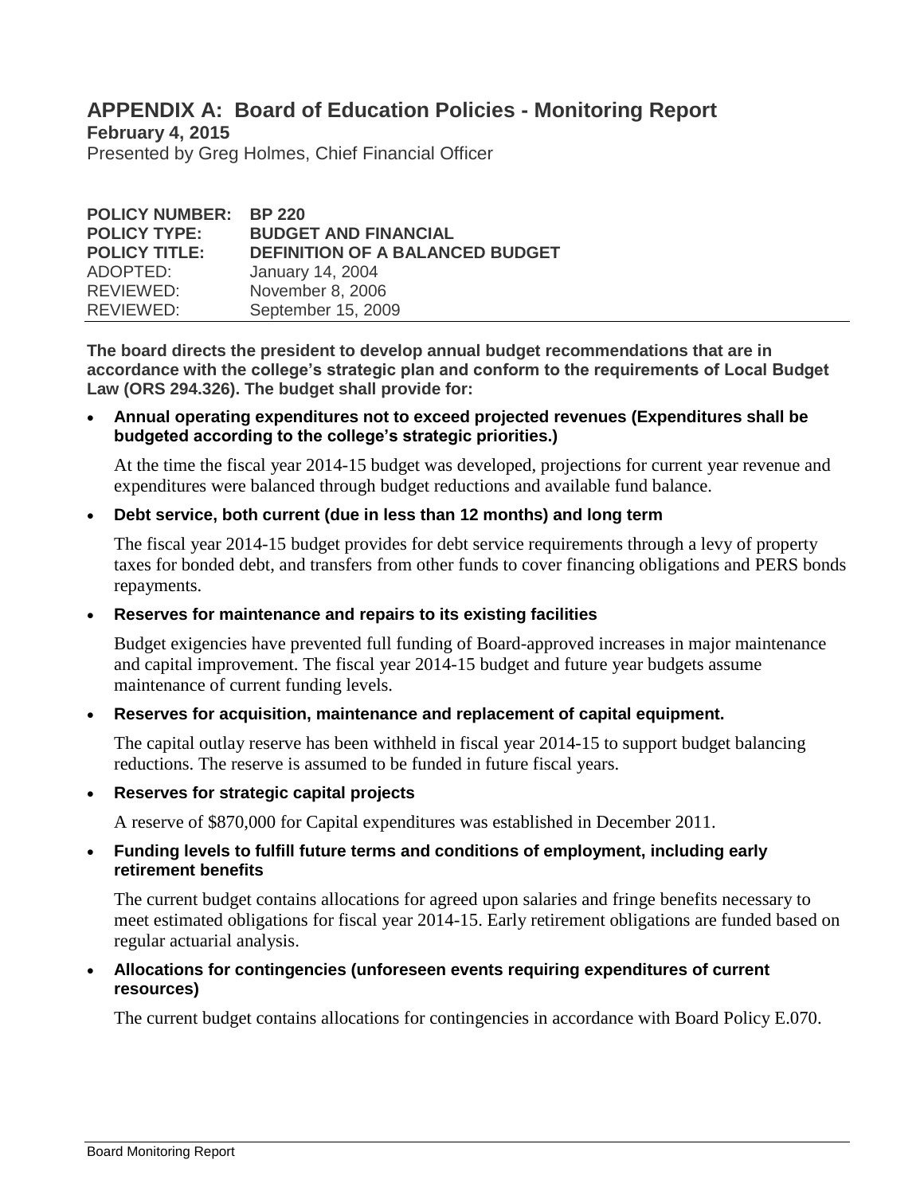# APPENDIX A: Board of Education Policies - Monitoring Report

**February 4, 2015**

Presented by Greg Holmes, Chief Financial Officer

| | |
|---|---|
| **POLICY NUMBER:** | **BP 220** |
| **POLICY TYPE:** | **BUDGET AND FINANCIAL** |
| **POLICY TITLE:** | **DEFINITION OF A BALANCED BUDGET** |
| ADOPTED: | January 14, 2004 |
| REVIEWED: | November 8, 2006 |
| REVIEWED: | September 15, 2009 |

**The board directs the president to develop annual budget recommendations that are in accordance with the college's strategic plan and conform to the requirements of Local Budget Law (ORS 294.326). The budget shall provide for:**

- **Annual operating expenditures not to exceed projected revenues (Expenditures shall be budgeted according to the college's strategic priorities.)**

  At the time the fiscal year 2014-15 budget was developed, projections for current year revenue and expenditures were balanced through budget reductions and available fund balance.

- **Debt service, both current (due in less than 12 months) and long term**

  The fiscal year 2014-15 budget provides for debt service requirements through a levy of property taxes for bonded debt, and transfers from other funds to cover financing obligations and PERS bonds repayments.

- **Reserves for maintenance and repairs to its existing facilities**

  Budget exigencies have prevented full funding of Board-approved increases in major maintenance and capital improvement. The fiscal year 2014-15 budget and future year budgets assume maintenance of current funding levels.

- **Reserves for acquisition, maintenance and replacement of capital equipment.**

  The capital outlay reserve has been withheld in fiscal year 2014-15 to support budget balancing reductions. The reserve is assumed to be funded in future fiscal years.

- **Reserves for strategic capital projects**

  A reserve of $870,000 for Capital expenditures was established in December 2011.

- **Funding levels to fulfill future terms and conditions of employment, including early retirement benefits**

  The current budget contains allocations for agreed upon salaries and fringe benefits necessary to meet estimated obligations for fiscal year 2014-15. Early retirement obligations are funded based on regular actuarial analysis.

- **Allocations for contingencies (unforeseen events requiring expenditures of current resources)**

  The current budget contains allocations for contingencies in accordance with Board Policy E.070.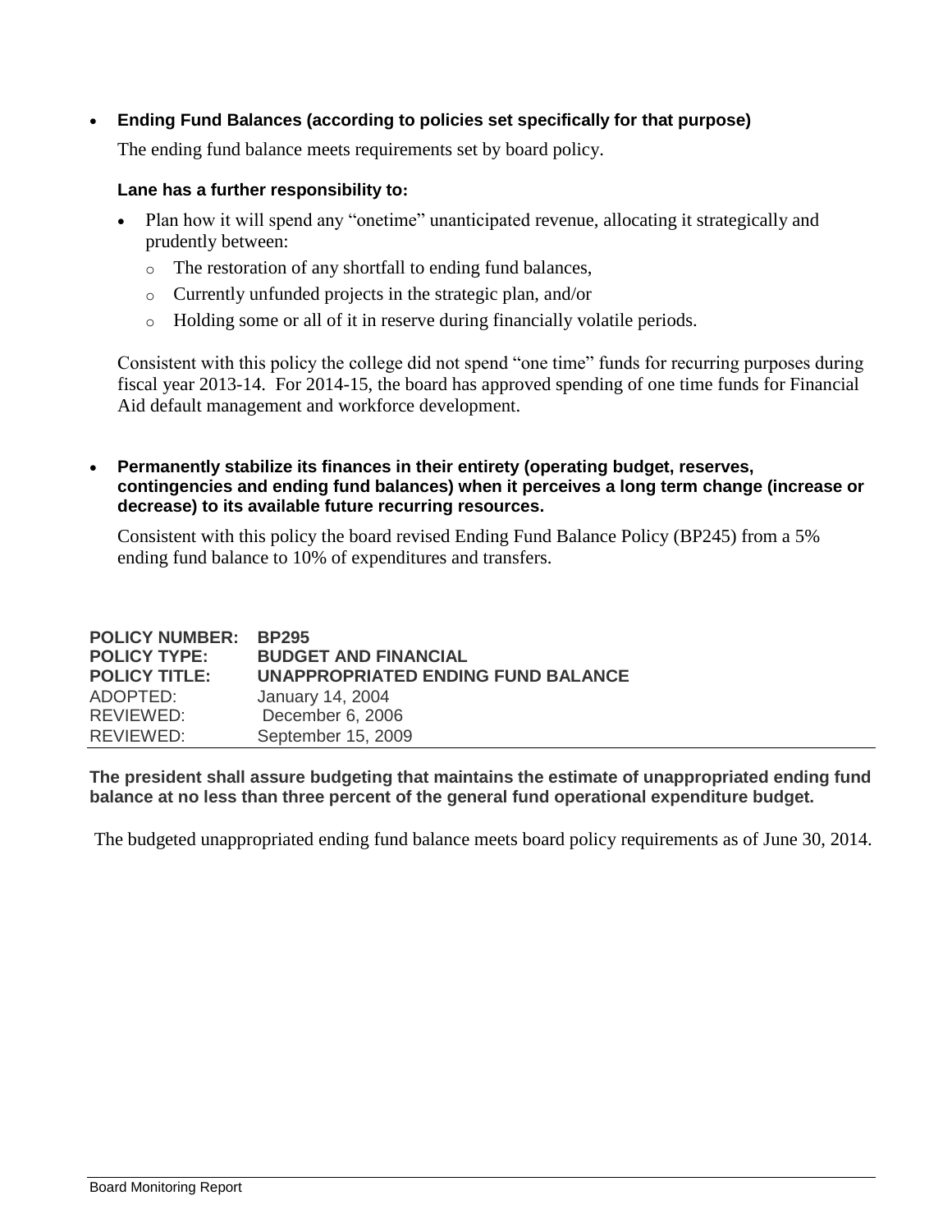- **Ending Fund Balances (according to policies set specifically for that purpose)**

  The ending fund balance meets requirements set by board policy.

  **Lane has a further responsibility to:**

  - Plan how it will spend any "onetime" unanticipated revenue, allocating it strategically and prudently between:
    - The restoration of any shortfall to ending fund balances,
    - Currently unfunded projects in the strategic plan, and/or
    - Holding some or all of it in reserve during financially volatile periods.

  Consistent with this policy the college did not spend "one time" funds for recurring purposes during fiscal year 2013-14. For 2014-15, the board has approved spending of one time funds for Financial Aid default management and workforce development.

- **Permanently stabilize its finances in their entirety (operating budget, reserves, contingencies and ending fund balances) when it perceives a long term change (increase or decrease) to its available future recurring resources.**

  Consistent with this policy the board revised Ending Fund Balance Policy (BP245) from a 5% ending fund balance to 10% of expenditures and transfers.

**POLICY NUMBER:** **BP295**
**POLICY TYPE:** **BUDGET AND FINANCIAL**
**POLICY TITLE:** **UNAPPROPRIATED ENDING FUND BALANCE**
ADOPTED: January 14, 2004
REVIEWED: December 6, 2006
REVIEWED: September 15, 2009

**The president shall assure budgeting that maintains the estimate of unappropriated ending fund balance at no less than three percent of the general fund operational expenditure budget.**

The budgeted unappropriated ending fund balance meets board policy requirements as of June 30, 2014.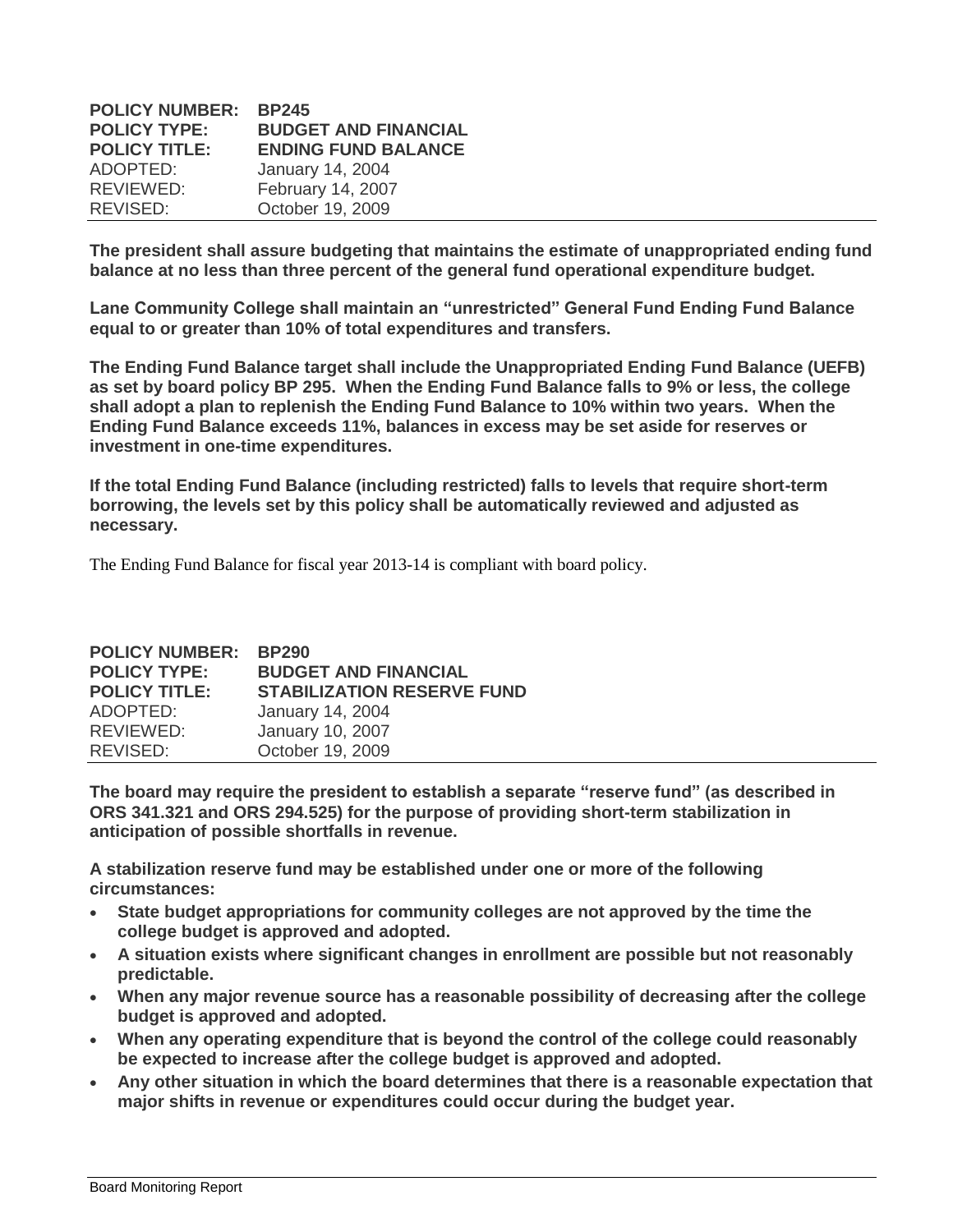**POLICY NUMBER:** **BP245**
**POLICY TYPE:** **BUDGET AND FINANCIAL**
**POLICY TITLE:** **ENDING FUND BALANCE**
ADOPTED: January 14, 2004
REVIEWED: February 14, 2007
REVISED: October 19, 2009

---

**The president shall assure budgeting that maintains the estimate of unappropriated ending fund balance at no less than three percent of the general fund operational expenditure budget.**

**Lane Community College shall maintain an "unrestricted" General Fund Ending Fund Balance equal to or greater than 10% of total expenditures and transfers.**

**The Ending Fund Balance target shall include the Unappropriated Ending Fund Balance (UEFB) as set by board policy BP 295. When the Ending Fund Balance falls to 9% or less, the college shall adopt a plan to replenish the Ending Fund Balance to 10% within two years. When the Ending Fund Balance exceeds 11%, balances in excess may be set aside for reserves or investment in one-time expenditures.**

**If the total Ending Fund Balance (including restricted) falls to levels that require short-term borrowing, the levels set by this policy shall be automatically reviewed and adjusted as necessary.**

The Ending Fund Balance for fiscal year 2013-14 is compliant with board policy.

**POLICY NUMBER:** **BP290**
**POLICY TYPE:** **BUDGET AND FINANCIAL**
**POLICY TITLE:** **STABILIZATION RESERVE FUND**
ADOPTED: January 14, 2004
REVIEWED: January 10, 2007
REVISED: October 19, 2009

---

**The board may require the president to establish a separate "reserve fund" (as described in ORS 341.321 and ORS 294.525) for the purpose of providing short-term stabilization in anticipation of possible shortfalls in revenue.**

**A stabilization reserve fund may be established under one or more of the following circumstances:**

- **State budget appropriations for community colleges are not approved by the time the college budget is approved and adopted.**
- **A situation exists where significant changes in enrollment are possible but not reasonably predictable.**
- **When any major revenue source has a reasonable possibility of decreasing after the college budget is approved and adopted.**
- **When any operating expenditure that is beyond the control of the college could reasonably be expected to increase after the college budget is approved and adopted.**
- **Any other situation in which the board determines that there is a reasonable expectation that major shifts in revenue or expenditures could occur during the budget year.**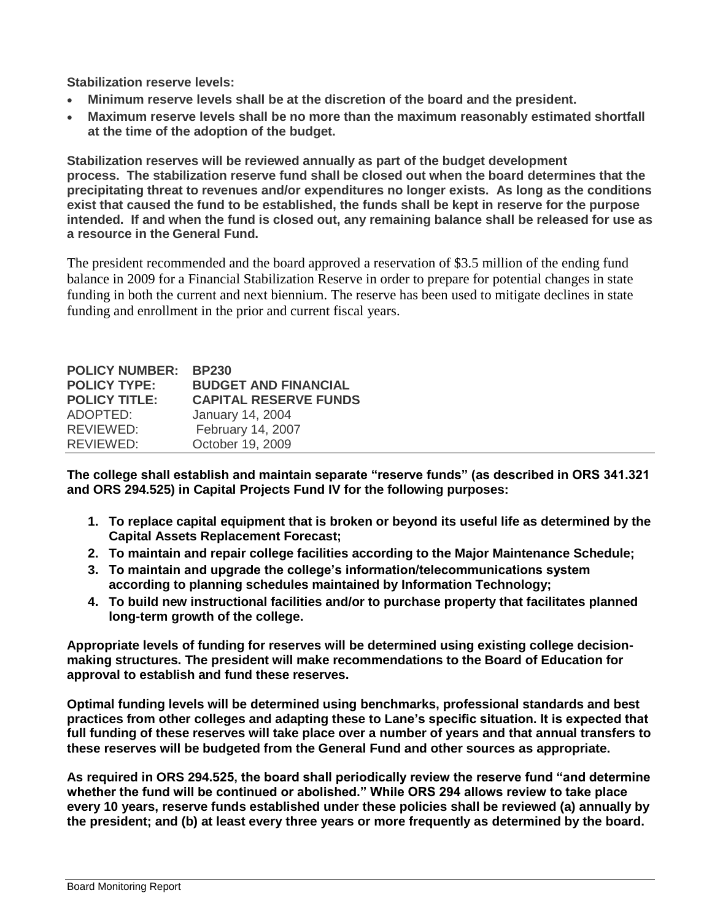**Stabilization reserve levels:**

- **Minimum reserve levels shall be at the discretion of the board and the president.**
- **Maximum reserve levels shall be no more than the maximum reasonably estimated shortfall at the time of the adoption of the budget.**

**Stabilization reserves will be reviewed annually as part of the budget development process. The stabilization reserve fund shall be closed out when the board determines that the precipitating threat to revenues and/or expenditures no longer exists. As long as the conditions exist that caused the fund to be established, the funds shall be kept in reserve for the purpose intended. If and when the fund is closed out, any remaining balance shall be released for use as a resource in the General Fund.**

The president recommended and the board approved a reservation of $3.5 million of the ending fund balance in 2009 for a Financial Stabilization Reserve in order to prepare for potential changes in state funding in both the current and next biennium. The reserve has been used to mitigate declines in state funding and enrollment in the prior and current fiscal years.

**POLICY NUMBER:** **BP230**
**POLICY TYPE:** **BUDGET AND FINANCIAL**
**POLICY TITLE:** **CAPITAL RESERVE FUNDS**
ADOPTED: January 14, 2004
REVIEWED: February 14, 2007
REVIEWED: October 19, 2009

---

**The college shall establish and maintain separate "reserve funds" (as described in ORS 341.321 and ORS 294.525) in Capital Projects Fund IV for the following purposes:**

1. **To replace capital equipment that is broken or beyond its useful life as determined by the Capital Assets Replacement Forecast;**
2. **To maintain and repair college facilities according to the Major Maintenance Schedule;**
3. **To maintain and upgrade the college's information/telecommunications system according to planning schedules maintained by Information Technology;**
4. **To build new instructional facilities and/or to purchase property that facilitates planned long-term growth of the college.**

**Appropriate levels of funding for reserves will be determined using existing college decision-making structures. The president will make recommendations to the Board of Education for approval to establish and fund these reserves.**

**Optimal funding levels will be determined using benchmarks, professional standards and best practices from other colleges and adapting these to Lane's specific situation. It is expected that full funding of these reserves will take place over a number of years and that annual transfers to these reserves will be budgeted from the General Fund and other sources as appropriate.**

**As required in ORS 294.525, the board shall periodically review the reserve fund "and determine whether the fund will be continued or abolished." While ORS 294 allows review to take place every 10 years, reserve funds established under these policies shall be reviewed (a) annually by the president; and (b) at least every three years or more frequently as determined by the board.**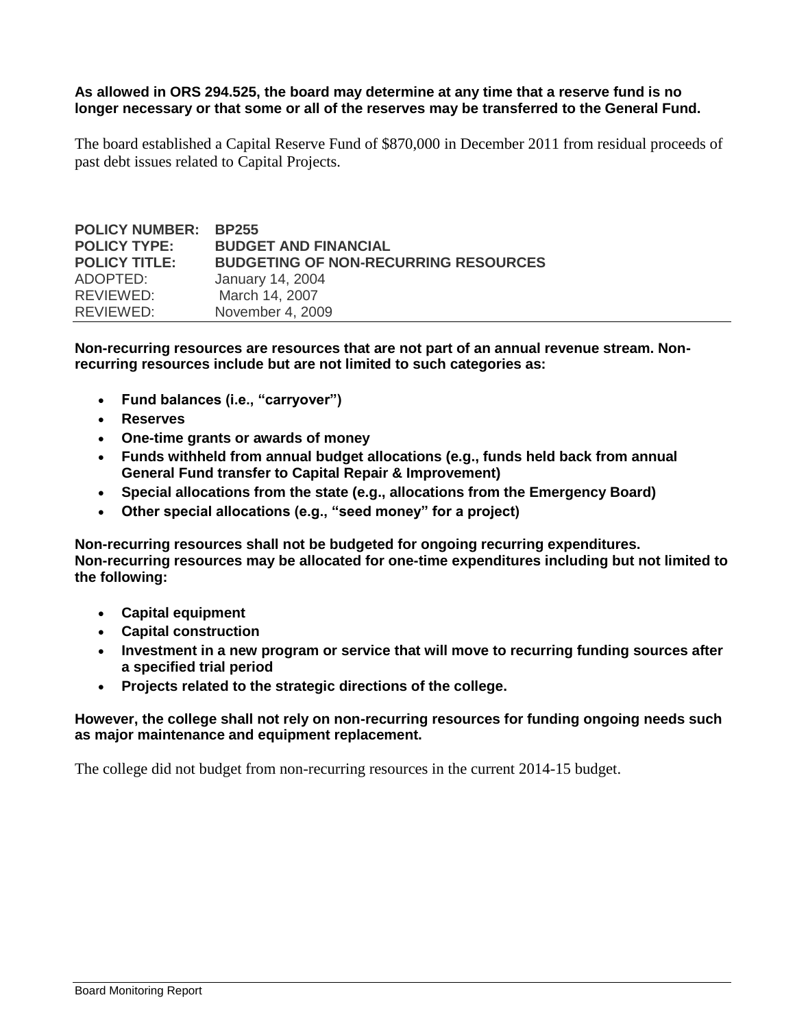**As allowed in ORS 294.525, the board may determine at any time that a reserve fund is no longer necessary or that some or all of the reserves may be transferred to the General Fund.**

The board established a Capital Reserve Fund of $870,000 in December 2011 from residual proceeds of past debt issues related to Capital Projects.

**POLICY NUMBER:** **BP255**
**POLICY TYPE:** **BUDGET AND FINANCIAL**
**POLICY TITLE:** **BUDGETING OF NON-RECURRING RESOURCES**
ADOPTED: January 14, 2004
REVIEWED: March 14, 2007
REVIEWED: November 4, 2009

---

**Non-recurring resources are resources that are not part of an annual revenue stream. Non-recurring resources include but are not limited to such categories as:**

- **Fund balances (i.e., "carryover")**
- **Reserves**
- **One-time grants or awards of money**
- **Funds withheld from annual budget allocations (e.g., funds held back from annual General Fund transfer to Capital Repair & Improvement)**
- **Special allocations from the state (e.g., allocations from the Emergency Board)**
- **Other special allocations (e.g., "seed money" for a project)**

**Non-recurring resources shall not be budgeted for ongoing recurring expenditures. Non-recurring resources may be allocated for one-time expenditures including but not limited to the following:**

- **Capital equipment**
- **Capital construction**
- **Investment in a new program or service that will move to recurring funding sources after a specified trial period**
- **Projects related to the strategic directions of the college.**

**However, the college shall not rely on non-recurring resources for funding ongoing needs such as major maintenance and equipment replacement.**

The college did not budget from non-recurring resources in the current 2014-15 budget.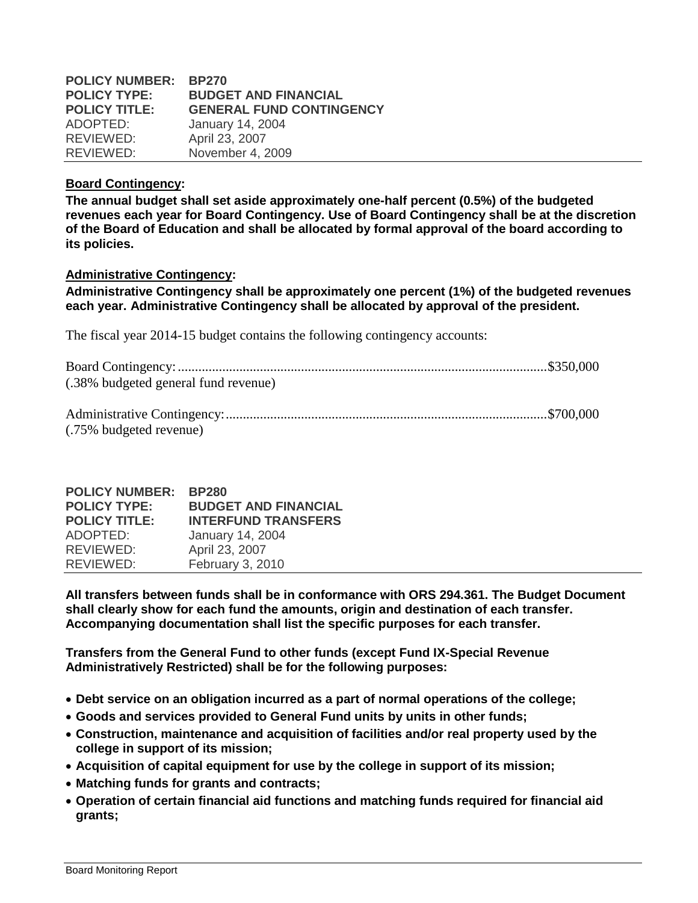**POLICY NUMBER:** **BP270**
**POLICY TYPE:** **BUDGET AND FINANCIAL**
**POLICY TITLE:** **GENERAL FUND CONTINGENCY**
ADOPTED: January 14, 2004
REVIEWED: April 23, 2007
REVIEWED: November 4, 2009

**Board Contingency:**

**The annual budget shall set aside approximately one-half percent (0.5%) of the budgeted revenues each year for Board Contingency. Use of Board Contingency shall be at the discretion of the Board of Education and shall be allocated by formal approval of the board according to its policies.**

**Administrative Contingency:**

**Administrative Contingency shall be approximately one percent (1%) of the budgeted revenues each year. Administrative Contingency shall be allocated by approval of the president.**

The fiscal year 2014-15 budget contains the following contingency accounts:

Board Contingency:...........................................................................................................$350,000
(.38% budgeted general fund revenue)

Administrative Contingency:.............................................................................................$700,000
(.75% budgeted revenue)

**POLICY NUMBER:** **BP280**
**POLICY TYPE:** **BUDGET AND FINANCIAL**
**POLICY TITLE:** **INTERFUND TRANSFERS**
ADOPTED: January 14, 2004
REVIEWED: April 23, 2007
REVIEWED: February 3, 2010

**All transfers between funds shall be in conformance with ORS 294.361. The Budget Document shall clearly show for each fund the amounts, origin and destination of each transfer. Accompanying documentation shall list the specific purposes for each transfer.**

**Transfers from the General Fund to other funds (except Fund IX-Special Revenue Administratively Restricted) shall be for the following purposes:**

- **Debt service on an obligation incurred as a part of normal operations of the college;**
- **Goods and services provided to General Fund units by units in other funds;**
- **Construction, maintenance and acquisition of facilities and/or real property used by the college in support of its mission;**
- **Acquisition of capital equipment for use by the college in support of its mission;**
- **Matching funds for grants and contracts;**
- **Operation of certain financial aid functions and matching funds required for financial aid grants;**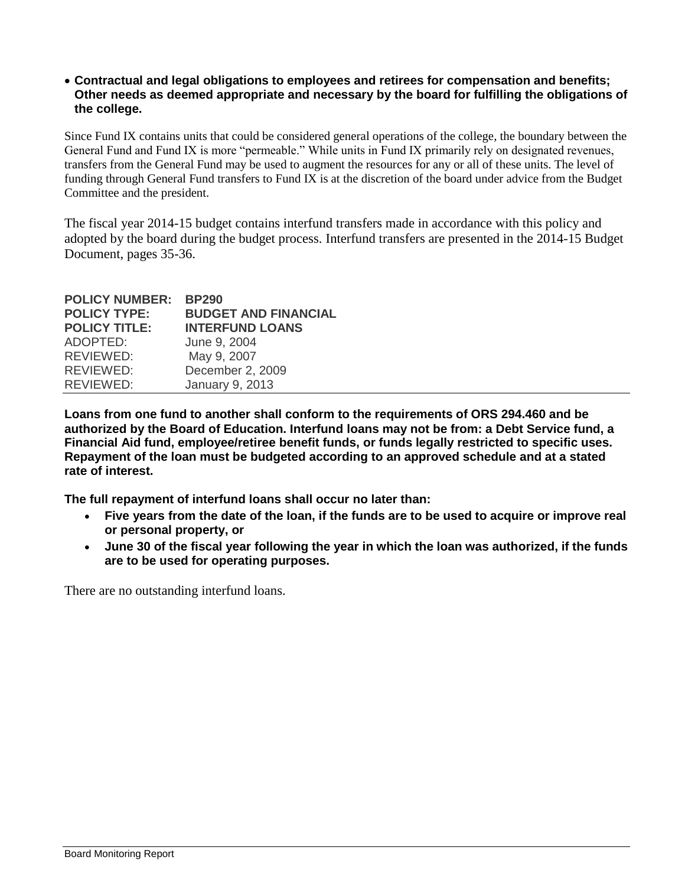- **Contractual and legal obligations to employees and retirees for compensation and benefits; Other needs as deemed appropriate and necessary by the board for fulfilling the obligations of the college.**

Since Fund IX contains units that could be considered general operations of the college, the boundary between the General Fund and Fund IX is more "permeable." While units in Fund IX primarily rely on designated revenues, transfers from the General Fund may be used to augment the resources for any or all of these units. The level of funding through General Fund transfers to Fund IX is at the discretion of the board under advice from the Budget Committee and the president.

The fiscal year 2014-15 budget contains interfund transfers made in accordance with this policy and adopted by the board during the budget process. Interfund transfers are presented in the 2014-15 Budget Document, pages 35-36.

| | |
|---|---|
| **POLICY NUMBER:** | **BP290** |
| **POLICY TYPE:** | **BUDGET AND FINANCIAL** |
| **POLICY TITLE:** | **INTERFUND LOANS** |
| ADOPTED: | June 9, 2004 |
| REVIEWED: | May 9, 2007 |
| REVIEWED: | December 2, 2009 |
| REVIEWED: | January 9, 2013 |

**Loans from one fund to another shall conform to the requirements of ORS 294.460 and be authorized by the Board of Education. Interfund loans may not be from: a Debt Service fund, a Financial Aid fund, employee/retiree benefit funds, or funds legally restricted to specific uses. Repayment of the loan must be budgeted according to an approved schedule and at a stated rate of interest.**

**The full repayment of interfund loans shall occur no later than:**

- **Five years from the date of the loan, if the funds are to be used to acquire or improve real or personal property, or**
- **June 30 of the fiscal year following the year in which the loan was authorized, if the funds are to be used for operating purposes.**

There are no outstanding interfund loans.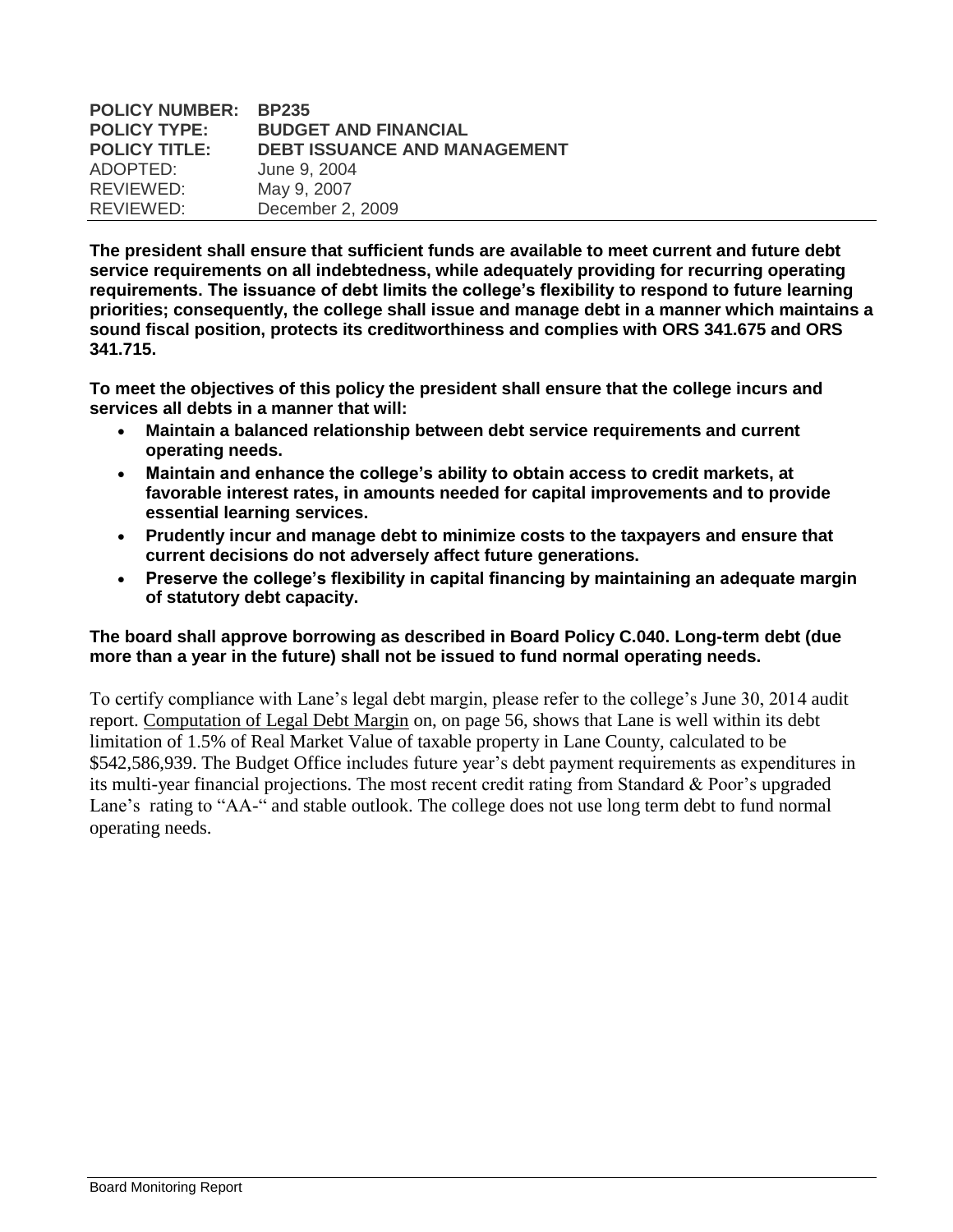**POLICY NUMBER:** **BP235**
**POLICY TYPE:** **BUDGET AND FINANCIAL**
**POLICY TITLE:** **DEBT ISSUANCE AND MANAGEMENT**
ADOPTED: June 9, 2004
REVIEWED: May 9, 2007
REVIEWED: December 2, 2009

**The president shall ensure that sufficient funds are available to meet current and future debt service requirements on all indebtedness, while adequately providing for recurring operating requirements. The issuance of debt limits the college's flexibility to respond to future learning priorities; consequently, the college shall issue and manage debt in a manner which maintains a sound fiscal position, protects its creditworthiness and complies with ORS 341.675 and ORS 341.715.**

**To meet the objectives of this policy the president shall ensure that the college incurs and services all debts in a manner that will:**

- **Maintain a balanced relationship between debt service requirements and current operating needs.**
- **Maintain and enhance the college's ability to obtain access to credit markets, at favorable interest rates, in amounts needed for capital improvements and to provide essential learning services.**
- **Prudently incur and manage debt to minimize costs to the taxpayers and ensure that current decisions do not adversely affect future generations.**
- **Preserve the college's flexibility in capital financing by maintaining an adequate margin of statutory debt capacity.**

**The board shall approve borrowing as described in Board Policy C.040. Long-term debt (due more than a year in the future) shall not be issued to fund normal operating needs.**

To certify compliance with Lane's legal debt margin, please refer to the college's June 30, 2014 audit report. Computation of Legal Debt Margin on, on page 56, shows that Lane is well within its debt limitation of 1.5% of Real Market Value of taxable property in Lane County, calculated to be $542,586,939. The Budget Office includes future year's debt payment requirements as expenditures in its multi-year financial projections. The most recent credit rating from Standard & Poor's upgraded Lane's rating to "AA-" and stable outlook. The college does not use long term debt to fund normal operating needs.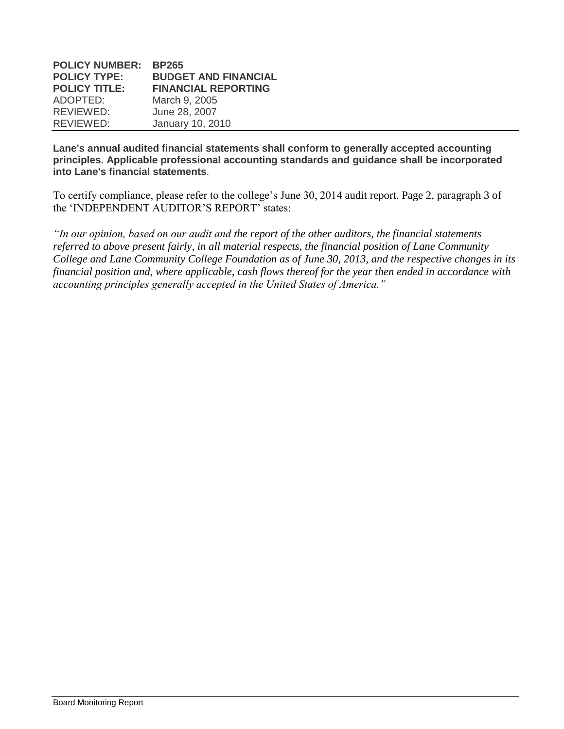**POLICY NUMBER:** **BP265**
**POLICY TYPE:** **BUDGET AND FINANCIAL**
**POLICY TITLE:** **FINANCIAL REPORTING**
ADOPTED: March 9, 2005
REVIEWED: June 28, 2007
REVIEWED: January 10, 2010

---

**Lane's annual audited financial statements shall conform to generally accepted accounting principles. Applicable professional accounting standards and guidance shall be incorporated into Lane's financial statements**.

To certify compliance, please refer to the college's June 30, 2014 audit report. Page 2, paragraph 3 of the 'INDEPENDENT AUDITOR'S REPORT' states:

*"In our opinion, based on our audit and the report of the other auditors, the financial statements referred to above present fairly, in all material respects, the financial position of Lane Community College and Lane Community College Foundation as of June 30, 2013, and the respective changes in its financial position and, where applicable, cash flows thereof for the year then ended in accordance with accounting principles generally accepted in the United States of America."*